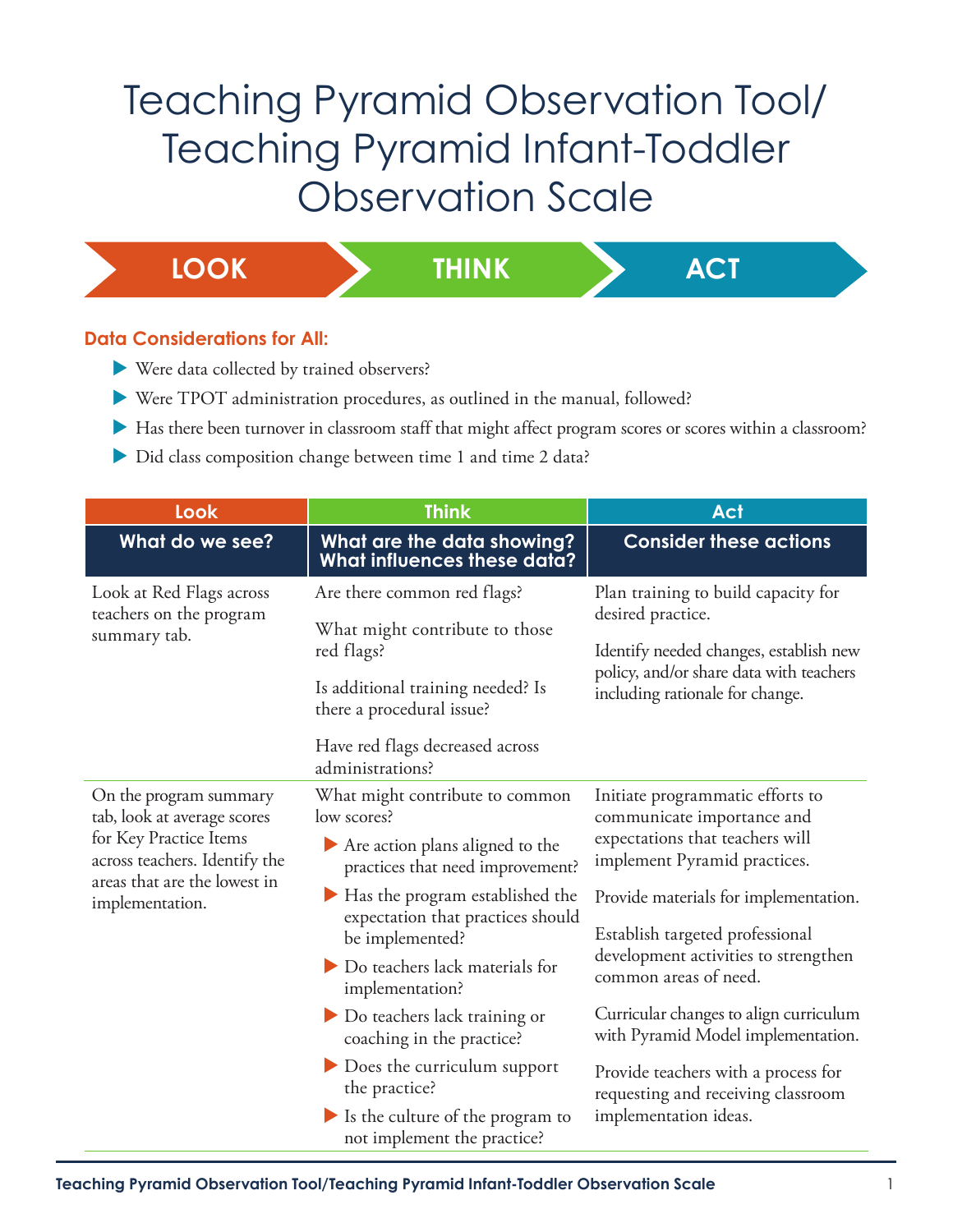# Teaching Pyramid Observation Tool/ Teaching Pyramid Infant-Toddler Observation Scale

**LOOK** → **THINK** → **ACT**

### Data Considerations for All:

- Were data collected by trained observers?
- Were TPOT administration procedures, as outlined in the manual, followed?
- Has there been turnover in classroom staff that might affect program scores or scores within a classroom?
- Did class composition change between time 1 and time 2 data?

| Look | Think | Act |
|---|---|---|
| **What do we see?** | **What are the data showing? What influences these data?** | **Consider these actions** |
| Look at Red Flags across teachers on the program summary tab. | Are there common red flags?<br><br>What might contribute to those red flags?<br><br>Is additional training needed? Is there a procedural issue?<br><br>Have red flags decreased across administrations? | Plan training to build capacity for desired practice.<br><br>Identify needed changes, establish new policy, and/or share data with teachers including rationale for change. |
| On the program summary tab, look at average scores for Key Practice Items across teachers. Identify the areas that are the lowest in implementation. | What might contribute to common low scores?<br>- Are action plans aligned to the practices that need improvement?<br>- Has the program established the expectation that practices should be implemented?<br>- Do teachers lack materials for implementation?<br>- Do teachers lack training or coaching in the practice?<br>- Does the curriculum support the practice?<br>- Is the culture of the program to not implement the practice? | Initiate programmatic efforts to communicate importance and expectations that teachers will implement Pyramid practices.<br><br>Provide materials for implementation.<br><br>Establish targeted professional development activities to strengthen common areas of need.<br><br>Curricular changes to align curriculum with Pyramid Model implementation.<br><br>Provide teachers with a process for requesting and receiving classroom implementation ideas. |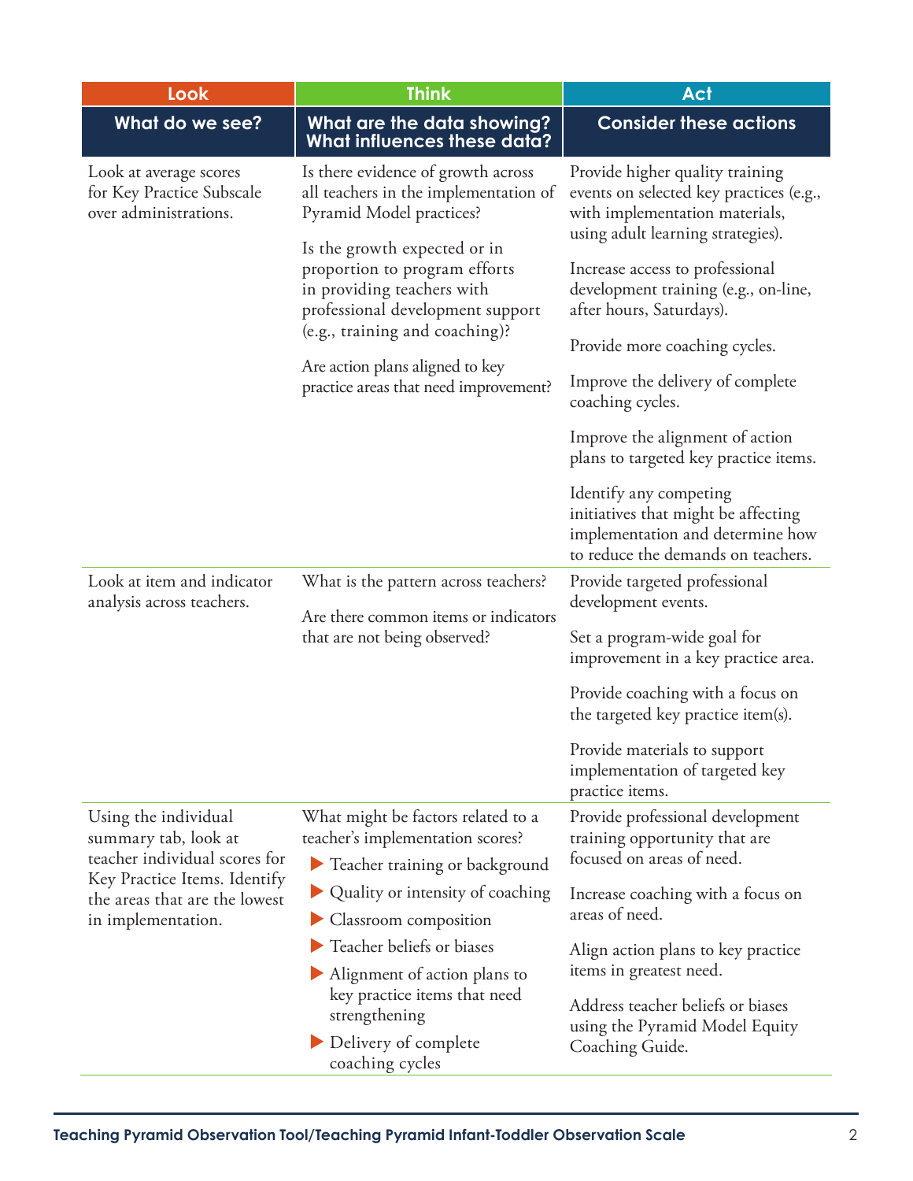| Look | Think | Act |
|---|---|---|
| **What do we see?** | **What are the data showing? What influences these data?** | **Consider these actions** |
| Look at average scores for Key Practice Subscale over administrations. | Is there evidence of growth across all teachers in the implementation of Pyramid Model practices?<br><br>Is the growth expected or in proportion to program efforts in providing teachers with professional development support (e.g., training and coaching)?<br><br>Are action plans aligned to key practice areas that need improvement? | Provide higher quality training events on selected key practices (e.g., with implementation materials, using adult learning strategies).<br><br>Increase access to professional development training (e.g., on-line, after hours, Saturdays).<br><br>Provide more coaching cycles.<br><br>Improve the delivery of complete coaching cycles.<br><br>Improve the alignment of action plans to targeted key practice items.<br><br>Identify any competing initiatives that might be affecting implementation and determine how to reduce the demands on teachers. |
| Look at item and indicator analysis across teachers. | What is the pattern across teachers?<br><br>Are there common items or indicators that are not being observed? | Provide targeted professional development events.<br><br>Set a program-wide goal for improvement in a key practice area.<br><br>Provide coaching with a focus on the targeted key practice item(s).<br><br>Provide materials to support implementation of targeted key practice items. |
| Using the individual summary tab, look at teacher individual scores for Key Practice Items. Identify the areas that are the lowest in implementation. | What might be factors related to a teacher's implementation scores?<br>▶ Teacher training or background<br>▶ Quality or intensity of coaching<br>▶ Classroom composition<br>▶ Teacher beliefs or biases<br>▶ Alignment of action plans to key practice items that need strengthening<br>▶ Delivery of complete coaching cycles | Provide professional development training opportunity that are focused on areas of need.<br><br>Increase coaching with a focus on areas of need.<br><br>Align action plans to key practice items in greatest need.<br><br>Address teacher beliefs or biases using the Pyramid Model Equity Coaching Guide. |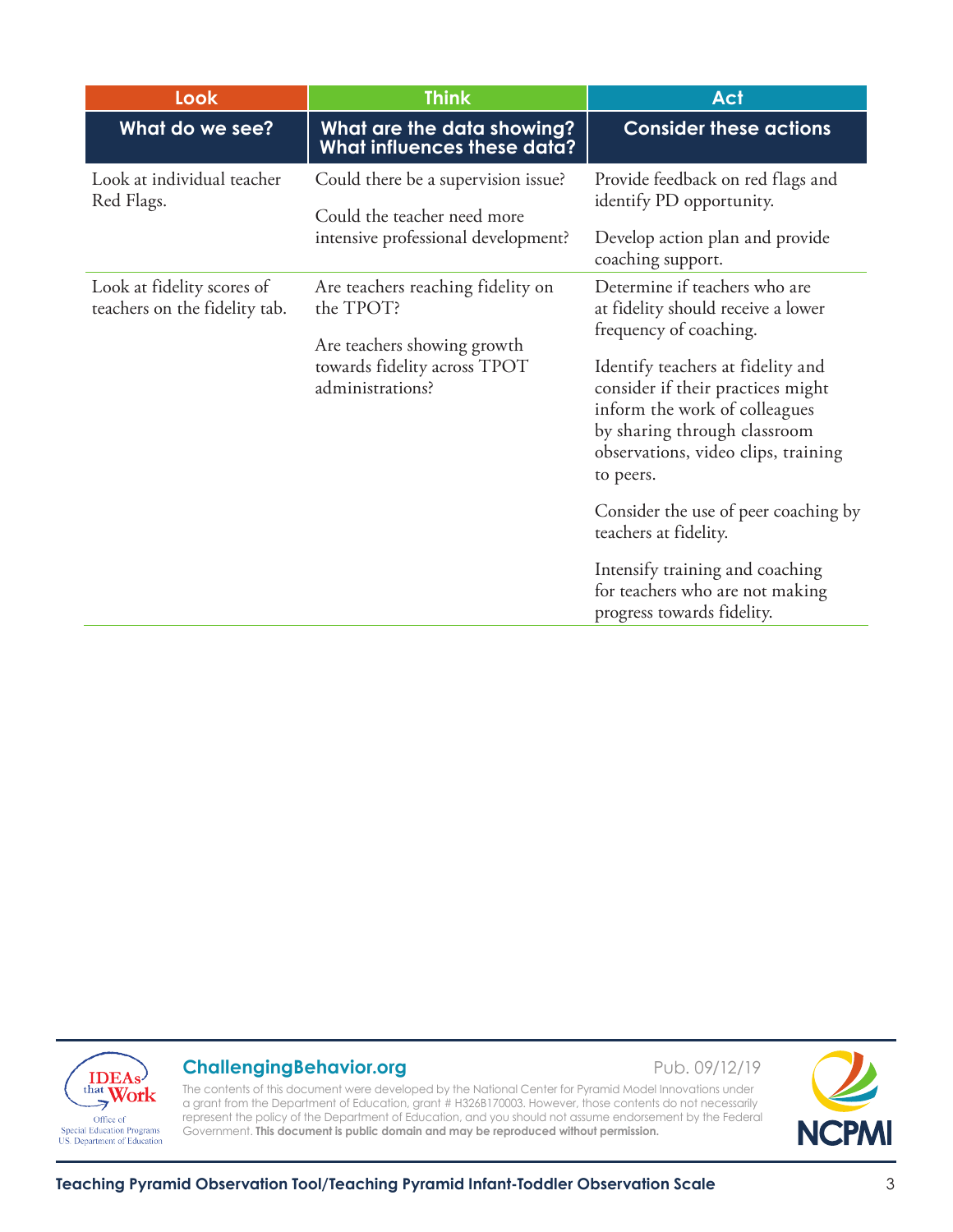| Look | Think | Act |
|---|---|---|
| **What do we see?** | **What are the data showing? What influences these data?** | **Consider these actions** |
| Look at individual teacher Red Flags. | Could there be a supervision issue?<br><br>Could the teacher need more intensive professional development? | Provide feedback on red flags and identify PD opportunity.<br><br>Develop action plan and provide coaching support. |
| Look at fidelity scores of teachers on the fidelity tab. | Are teachers reaching fidelity on the TPOT?<br><br>Are teachers showing growth towards fidelity across TPOT administrations? | Determine if teachers who are at fidelity should receive a lower frequency of coaching.<br><br>Identify teachers at fidelity and consider if their practices might inform the work of colleagues by sharing through classroom observations, video clips, training to peers.<br><br>Consider the use of peer coaching by teachers at fidelity.<br><br>Intensify training and coaching for teachers who are not making progress towards fidelity. |

IDEAs that Work
Office of Special Education Programs
U.S. Department of Education

**ChallengingBehavior.org**

Pub. 09/12/19

The contents of this document were developed by the National Center for Pyramid Model Innovations under a grant from the Department of Education, grant # H326B170003. However, those contents do not necessarily represent the policy of the Department of Education, and you should not assume endorsement by the Federal Government. **This document is public domain and may be reproduced without permission.**

NCPMI